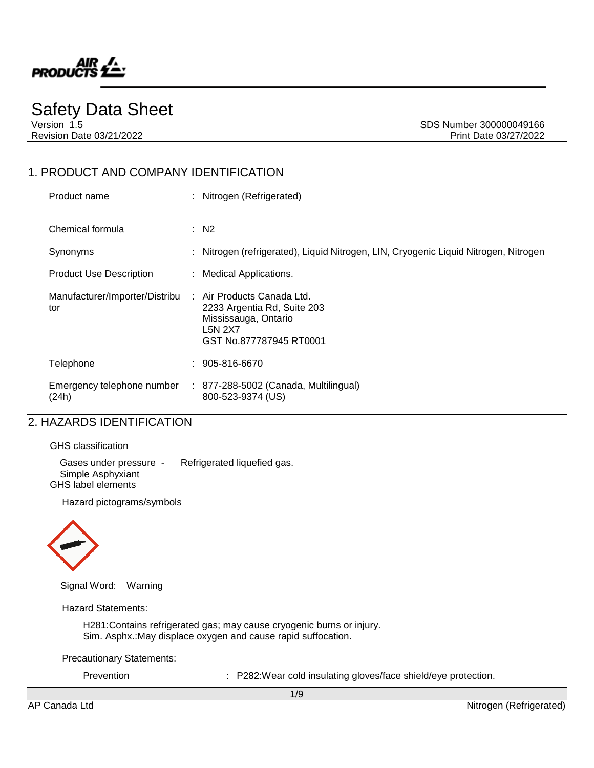# Safety Data Sheet

Version 1.5
Revision Date 03/21/2022

SDS Number 300000049166
Print Date 03/27/2022

## 1. PRODUCT AND COMPANY IDENTIFICATION

| | |
|---|---|
| Product name | : Nitrogen (Refrigerated) |
| Chemical formula | : $N_2$ |
| Synonyms | : Nitrogen (refrigerated), Liquid Nitrogen, LIN, Cryogenic Liquid Nitrogen, Nitrogen |
| Product Use Description | : Medical Applications. |
| Manufacturer/Importer/Distributor | : Air Products Canada Ltd.<br>2233 Argentia Rd, Suite 203<br>Mississauga, Ontario<br>L5N 2X7<br>GST No.877787945 RT0001 |
| Telephone | : 905-816-6670 |
| Emergency telephone number (24h) | : 877-288-5002 (Canada, Multilingual)<br>800-523-9374 (US) |

## 2. HAZARDS IDENTIFICATION

GHS classification

Gases under pressure - Refrigerated liquefied gas.
Simple Asphyxiant

GHS label elements

Hazard pictograms/symbols

Signal Word: Warning

Hazard Statements:

H281:Contains refrigerated gas; may cause cryogenic burns or injury.
Sim. Asphx.:May displace oxygen and cause rapid suffocation.

Precautionary Statements:

Prevention : P282:Wear cold insulating gloves/face shield/eye protection.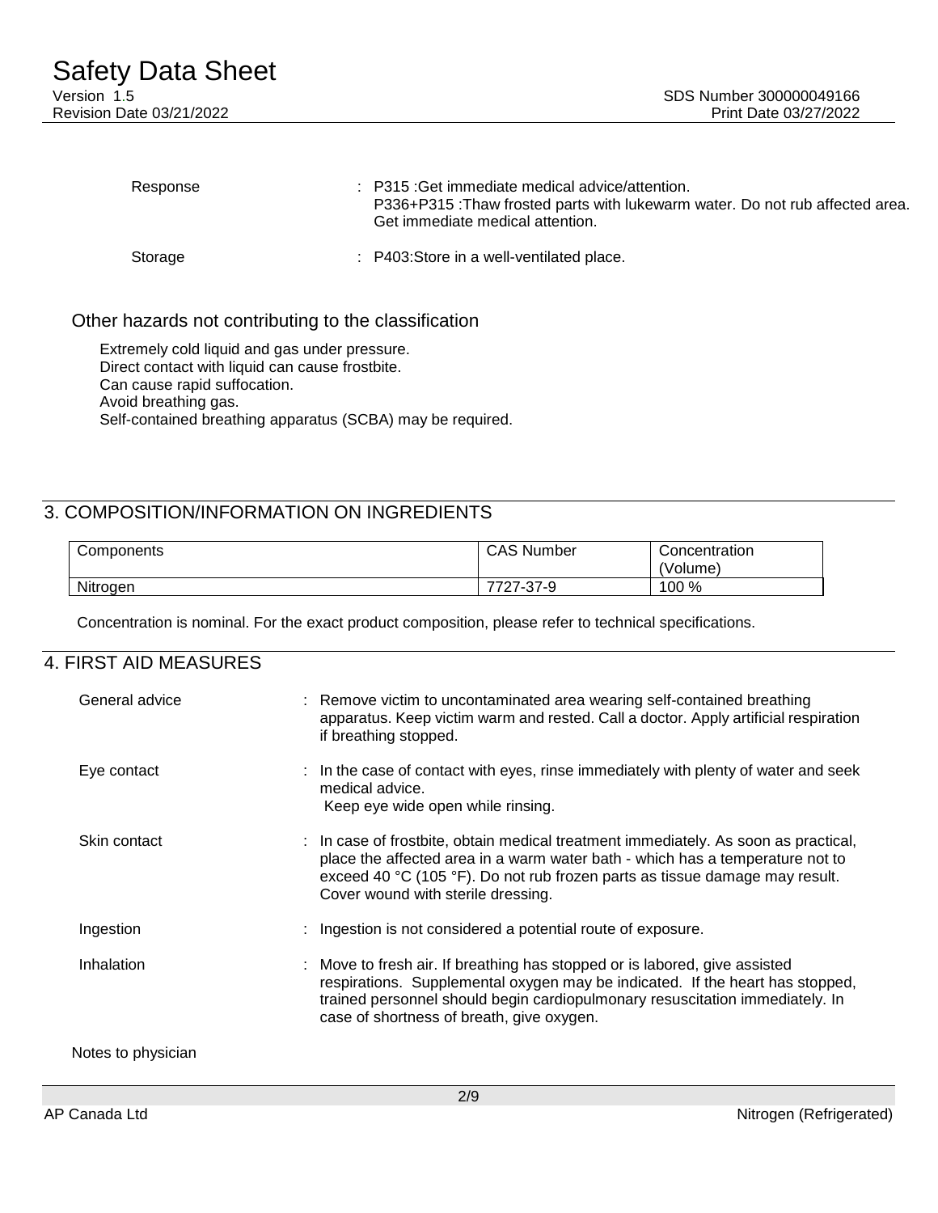Response : P315 :Get immediate medical advice/attention.
P336+P315 :Thaw frosted parts with lukewarm water. Do not rub affected area. Get immediate medical attention.

Storage : P403:Store in a well-ventilated place.

### Other hazards not contributing to the classification

Extremely cold liquid and gas under pressure.
Direct contact with liquid can cause frostbite.
Can cause rapid suffocation.
Avoid breathing gas.
Self-contained breathing apparatus (SCBA) may be required.

## 3. COMPOSITION/INFORMATION ON INGREDIENTS

| Components | CAS Number | Concentration (Volume) |
|---|---|---|
| Nitrogen | 7727-37-9 | 100 % |

Concentration is nominal. For the exact product composition, please refer to technical specifications.

## 4. FIRST AID MEASURES

General advice : Remove victim to uncontaminated area wearing self-contained breathing apparatus. Keep victim warm and rested. Call a doctor. Apply artificial respiration if breathing stopped.

Eye contact : In the case of contact with eyes, rinse immediately with plenty of water and seek medical advice.
Keep eye wide open while rinsing.

Skin contact : In case of frostbite, obtain medical treatment immediately. As soon as practical, place the affected area in a warm water bath - which has a temperature not to exceed 40 °C (105 °F). Do not rub frozen parts as tissue damage may result. Cover wound with sterile dressing.

Ingestion : Ingestion is not considered a potential route of exposure.

Inhalation : Move to fresh air. If breathing has stopped or is labored, give assisted respirations. Supplemental oxygen may be indicated. If the heart has stopped, trained personnel should begin cardiopulmonary resuscitation immediately. In case of shortness of breath, give oxygen.

Notes to physician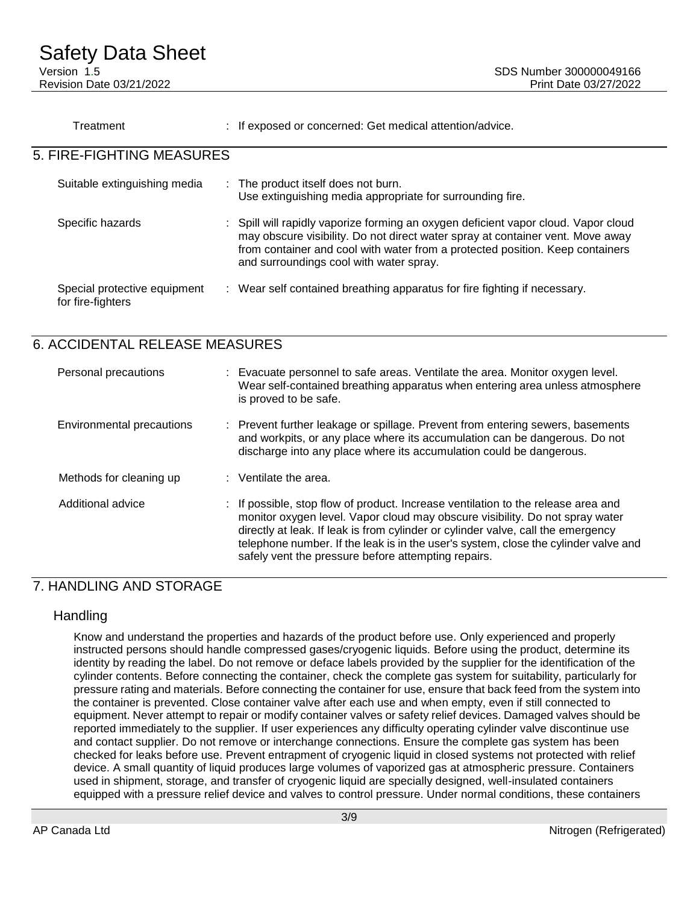| | |
|---|---|
| Treatment | : If exposed or concerned: Get medical attention/advice. |

## 5. FIRE-FIGHTING MEASURES

| | |
|---|---|
| Suitable extinguishing media | : The product itself does not burn. Use extinguishing media appropriate for surrounding fire. |
| Specific hazards | : Spill will rapidly vaporize forming an oxygen deficient vapor cloud. Vapor cloud may obscure visibility. Do not direct water spray at container vent. Move away from container and cool with water from a protected position. Keep containers and surroundings cool with water spray. |
| Special protective equipment for fire-fighters | : Wear self contained breathing apparatus for fire fighting if necessary. |

## 6. ACCIDENTAL RELEASE MEASURES

| | |
|---|---|
| Personal precautions | : Evacuate personnel to safe areas. Ventilate the area. Monitor oxygen level. Wear self-contained breathing apparatus when entering area unless atmosphere is proved to be safe. |
| Environmental precautions | : Prevent further leakage or spillage. Prevent from entering sewers, basements and workpits, or any place where its accumulation can be dangerous. Do not discharge into any place where its accumulation could be dangerous. |
| Methods for cleaning up | : Ventilate the area. |
| Additional advice | : If possible, stop flow of product. Increase ventilation to the release area and monitor oxygen level. Vapor cloud may obscure visibility. Do not spray water directly at leak. If leak is from cylinder or cylinder valve, call the emergency telephone number. If the leak is in the user's system, close the cylinder valve and safely vent the pressure before attempting repairs. |

## 7. HANDLING AND STORAGE

### Handling

Know and understand the properties and hazards of the product before use. Only experienced and properly instructed persons should handle compressed gases/cryogenic liquids. Before using the product, determine its identity by reading the label. Do not remove or deface labels provided by the supplier for the identification of the cylinder contents. Before connecting the container, check the complete gas system for suitability, particularly for pressure rating and materials. Before connecting the container for use, ensure that back feed from the system into the container is prevented. Close container valve after each use and when empty, even if still connected to equipment. Never attempt to repair or modify container valves or safety relief devices. Damaged valves should be reported immediately to the supplier. If user experiences any difficulty operating cylinder valve discontinue use and contact supplier. Do not remove or interchange connections. Ensure the complete gas system has been checked for leaks before use. Prevent entrapment of cryogenic liquid in closed systems not protected with relief device. A small quantity of liquid produces large volumes of vaporized gas at atmospheric pressure. Containers used in shipment, storage, and transfer of cryogenic liquid are specially designed, well-insulated containers equipped with a pressure relief device and valves to control pressure. Under normal conditions, these containers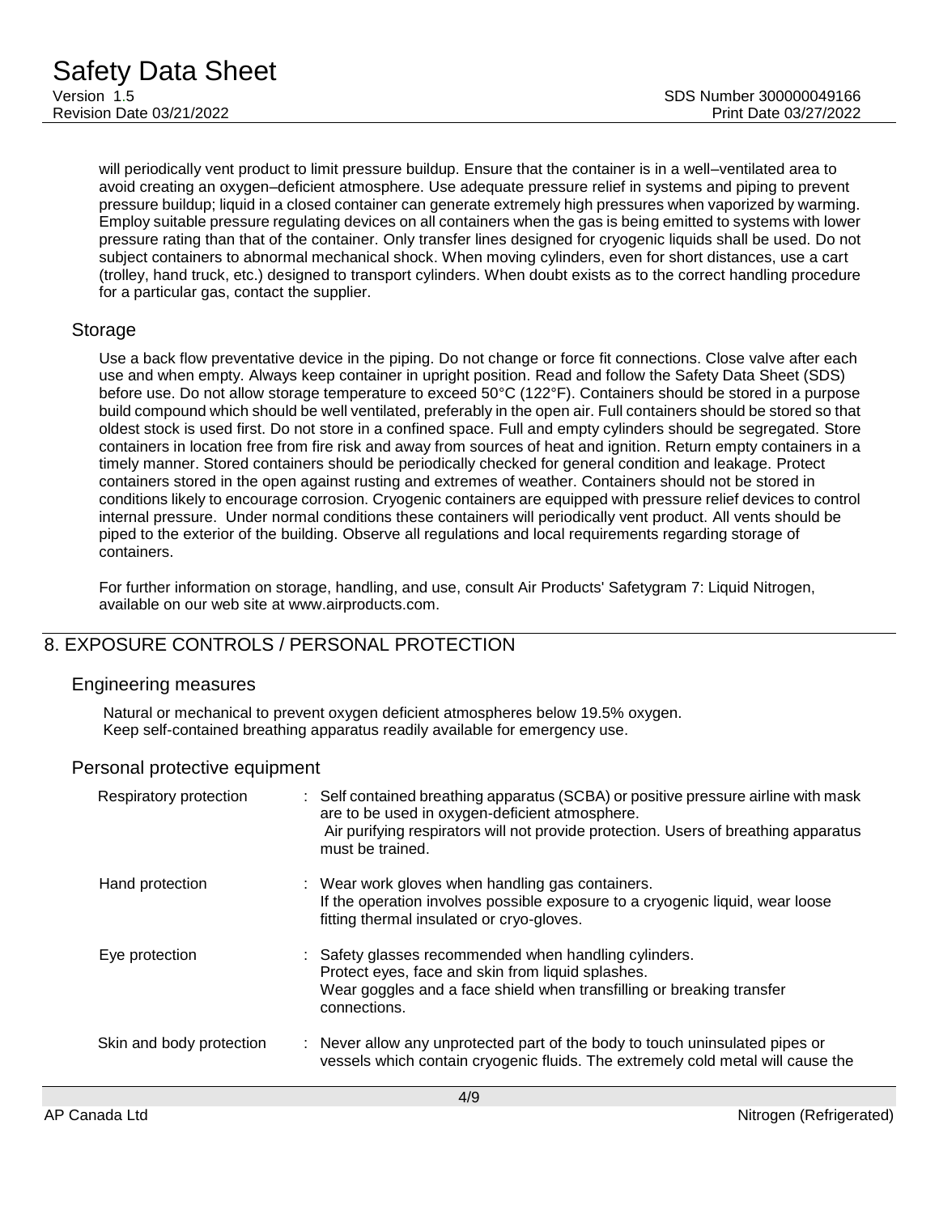will periodically vent product to limit pressure buildup. Ensure that the container is in a well–ventilated area to avoid creating an oxygen–deficient atmosphere. Use adequate pressure relief in systems and piping to prevent pressure buildup; liquid in a closed container can generate extremely high pressures when vaporized by warming. Employ suitable pressure regulating devices on all containers when the gas is being emitted to systems with lower pressure rating than that of the container. Only transfer lines designed for cryogenic liquids shall be used. Do not subject containers to abnormal mechanical shock. When moving cylinders, even for short distances, use a cart (trolley, hand truck, etc.) designed to transport cylinders. When doubt exists as to the correct handling procedure for a particular gas, contact the supplier.

### Storage

Use a back flow preventative device in the piping. Do not change or force fit connections. Close valve after each use and when empty. Always keep container in upright position. Read and follow the Safety Data Sheet (SDS) before use. Do not allow storage temperature to exceed 50°C (122°F). Containers should be stored in a purpose build compound which should be well ventilated, preferably in the open air. Full containers should be stored so that oldest stock is used first. Do not store in a confined space. Full and empty cylinders should be segregated. Store containers in location free from fire risk and away from sources of heat and ignition. Return empty containers in a timely manner. Stored containers should be periodically checked for general condition and leakage. Protect containers stored in the open against rusting and extremes of weather. Containers should not be stored in conditions likely to encourage corrosion. Cryogenic containers are equipped with pressure relief devices to control internal pressure. Under normal conditions these containers will periodically vent product. All vents should be piped to the exterior of the building. Observe all regulations and local requirements regarding storage of containers.

For further information on storage, handling, and use, consult Air Products' Safetygram 7: Liquid Nitrogen, available on our web site at www.airproducts.com.

## 8. EXPOSURE CONTROLS / PERSONAL PROTECTION

### Engineering measures

Natural or mechanical to prevent oxygen deficient atmospheres below 19.5% oxygen.
Keep self-contained breathing apparatus readily available for emergency use.

### Personal protective equipment

**Respiratory protection** : Self contained breathing apparatus (SCBA) or positive pressure airline with mask are to be used in oxygen-deficient atmosphere.
Air purifying respirators will not provide protection. Users of breathing apparatus must be trained.

**Hand protection** : Wear work gloves when handling gas containers.
If the operation involves possible exposure to a cryogenic liquid, wear loose fitting thermal insulated or cryo-gloves.

**Eye protection** : Safety glasses recommended when handling cylinders.
Protect eyes, face and skin from liquid splashes.
Wear goggles and a face shield when transfilling or breaking transfer connections.

**Skin and body protection** : Never allow any unprotected part of the body to touch uninsulated pipes or vessels which contain cryogenic fluids. The extremely cold metal will cause the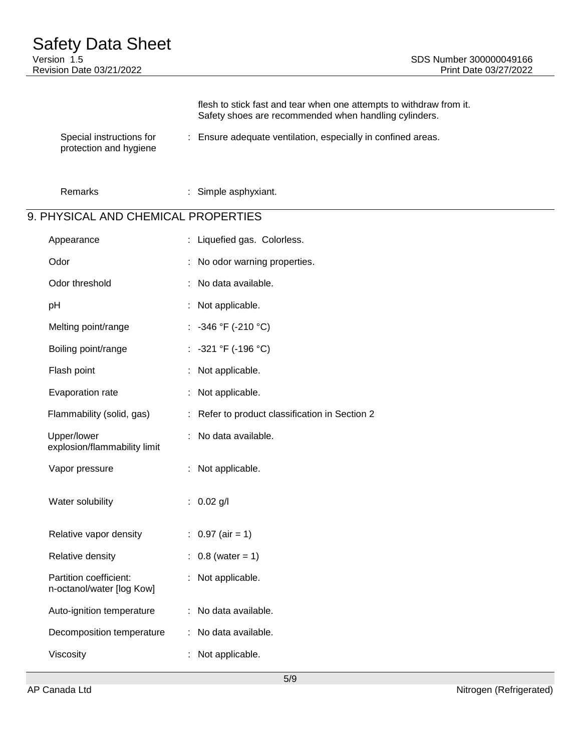| | |
|---|---|
| | flesh to stick fast and tear when one attempts to withdraw from it. Safety shoes are recommended when handling cylinders. |
| Special instructions for protection and hygiene | : Ensure adequate ventilation, especially in confined areas. |
| Remarks | : Simple asphyxiant. |

## 9. PHYSICAL AND CHEMICAL PROPERTIES

| | |
|---|---|
| Appearance | : Liquefied gas. Colorless. |
| Odor | : No odor warning properties. |
| Odor threshold | : No data available. |
| pH | : Not applicable. |
| Melting point/range | : -346 °F (-210 °C) |
| Boiling point/range | : -321 °F (-196 °C) |
| Flash point | : Not applicable. |
| Evaporation rate | : Not applicable. |
| Flammability (solid, gas) | : Refer to product classification in Section 2 |
| Upper/lower explosion/flammability limit | : No data available. |
| Vapor pressure | : Not applicable. |
| Water solubility | : 0.02 g/l |
| Relative vapor density | : 0.97 (air = 1) |
| Relative density | : 0.8 (water = 1) |
| Partition coefficient: n-octanol/water [log Kow] | : Not applicable. |
| Auto-ignition temperature | : No data available. |
| Decomposition temperature | : No data available. |
| Viscosity | : Not applicable. |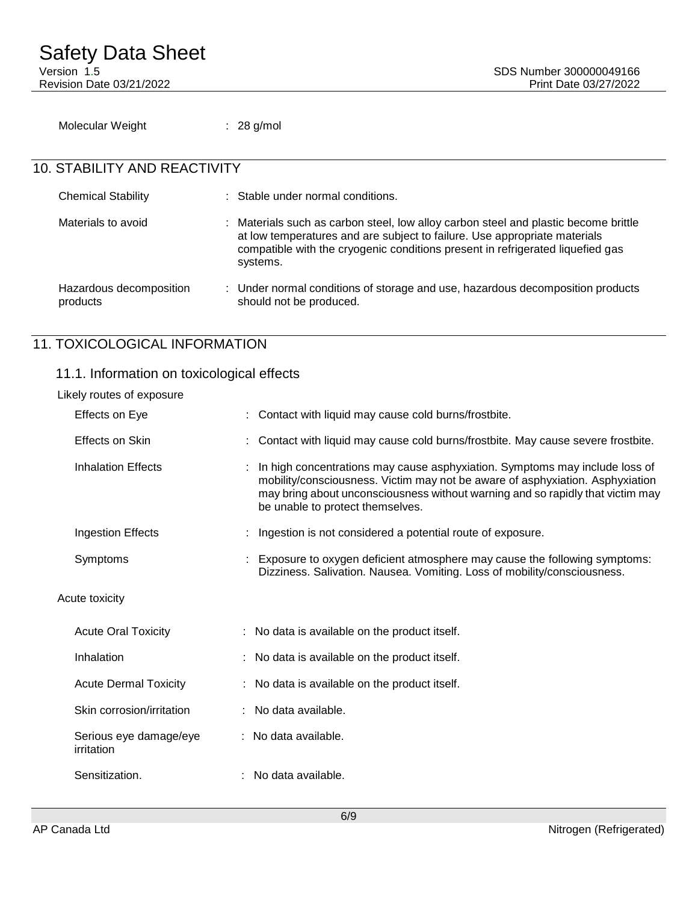Molecular Weight : 28 g/mol

## 10. STABILITY AND REACTIVITY

Chemical Stability : Stable under normal conditions.

Materials to avoid : Materials such as carbon steel, low alloy carbon steel and plastic become brittle at low temperatures and are subject to failure. Use appropriate materials compatible with the cryogenic conditions present in refrigerated liquefied gas systems.

Hazardous decomposition products : Under normal conditions of storage and use, hazardous decomposition products should not be produced.

## 11. TOXICOLOGICAL INFORMATION

### 11.1. Information on toxicological effects

Likely routes of exposure

Effects on Eye : Contact with liquid may cause cold burns/frostbite.

Effects on Skin : Contact with liquid may cause cold burns/frostbite. May cause severe frostbite.

Inhalation Effects : In high concentrations may cause asphyxiation. Symptoms may include loss of mobility/consciousness. Victim may not be aware of asphyxiation. Asphyxiation may bring about unconsciousness without warning and so rapidly that victim may be unable to protect themselves.

Ingestion Effects : Ingestion is not considered a potential route of exposure.

Symptoms : Exposure to oxygen deficient atmosphere may cause the following symptoms: Dizziness. Salivation. Nausea. Vomiting. Loss of mobility/consciousness.

Acute toxicity

Acute Oral Toxicity : No data is available on the product itself.

Inhalation : No data is available on the product itself.

Acute Dermal Toxicity : No data is available on the product itself.

Skin corrosion/irritation : No data available.

Serious eye damage/eye irritation : No data available.

Sensitization. : No data available.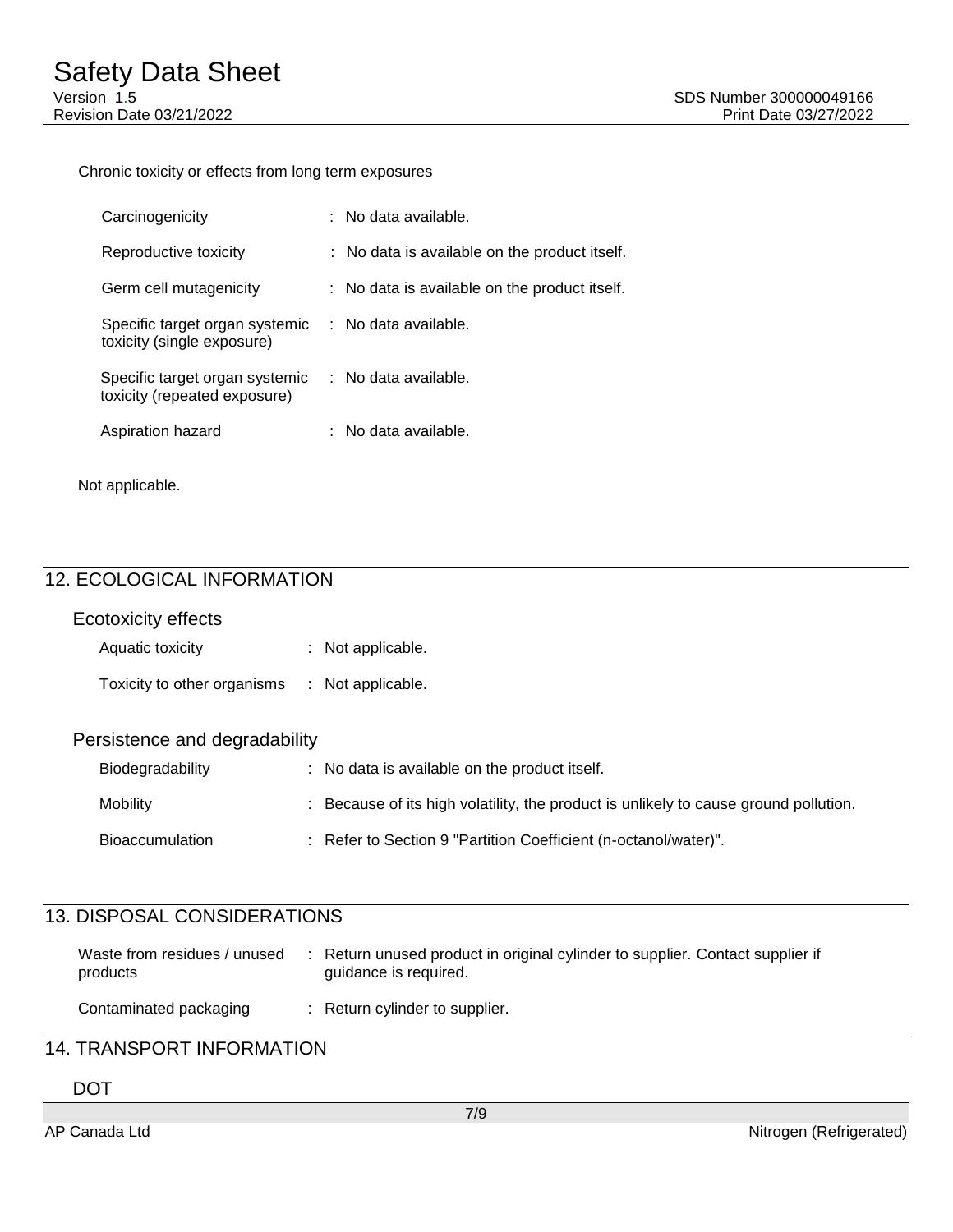Chronic toxicity or effects from long term exposures

| | |
|---|---|
| Carcinogenicity | : No data available. |
| Reproductive toxicity | : No data is available on the product itself. |
| Germ cell mutagenicity | : No data is available on the product itself. |
| Specific target organ systemic toxicity (single exposure) | : No data available. |
| Specific target organ systemic toxicity (repeated exposure) | : No data available. |
| Aspiration hazard | : No data available. |

Not applicable.

## 12. ECOLOGICAL INFORMATION

### Ecotoxicity effects

| | |
|---|---|
| Aquatic toxicity | : Not applicable. |
| Toxicity to other organisms | : Not applicable. |

### Persistence and degradability

| | |
|---|---|
| Biodegradability | : No data is available on the product itself. |
| Mobility | : Because of its high volatility, the product is unlikely to cause ground pollution. |
| Bioaccumulation | : Refer to Section 9 "Partition Coefficient (n-octanol/water)". |

## 13. DISPOSAL CONSIDERATIONS

| | |
|---|---|
| Waste from residues / unused products | : Return unused product in original cylinder to supplier. Contact supplier if guidance is required. |
| Contaminated packaging | : Return cylinder to supplier. |

## 14. TRANSPORT INFORMATION

### DOT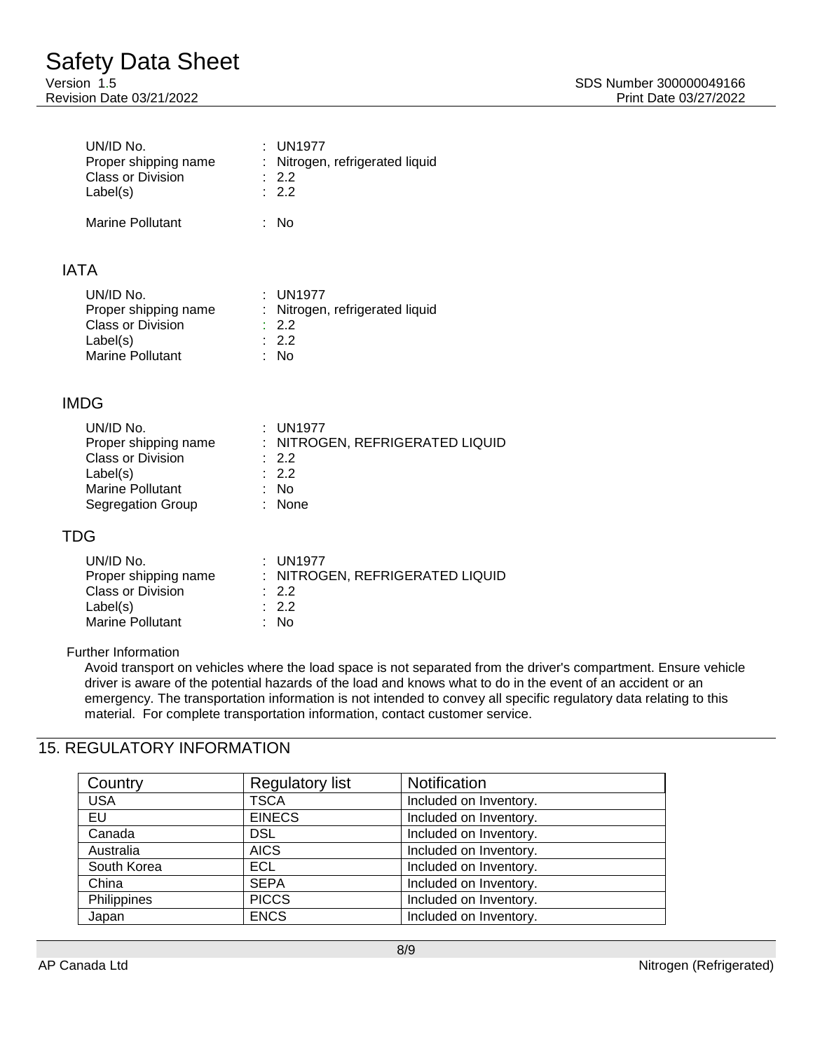UN/ID No. : UN1977
Proper shipping name : Nitrogen, refrigerated liquid
Class or Division : 2.2
Label(s) : 2.2

Marine Pollutant : No

## IATA

UN/ID No. : UN1977
Proper shipping name : Nitrogen, refrigerated liquid
Class or Division : 2.2
Label(s) : 2.2
Marine Pollutant : No

## IMDG

UN/ID No. : UN1977
Proper shipping name : NITROGEN, REFRIGERATED LIQUID
Class or Division : 2.2
Label(s) : 2.2
Marine Pollutant : No
Segregation Group : None

## TDG

UN/ID No. : UN1977
Proper shipping name : NITROGEN, REFRIGERATED LIQUID
Class or Division : 2.2
Label(s) : 2.2
Marine Pollutant : No

Further Information

Avoid transport on vehicles where the load space is not separated from the driver's compartment. Ensure vehicle driver is aware of the potential hazards of the load and knows what to do in the event of an accident or an emergency. The transportation information is not intended to convey all specific regulatory data relating to this material. For complete transportation information, contact customer service.

## 15. REGULATORY INFORMATION

| Country | Regulatory list | Notification |
|---|---|---|
| USA | TSCA | Included on Inventory. |
| EU | EINECS | Included on Inventory. |
| Canada | DSL | Included on Inventory. |
| Australia | AICS | Included on Inventory. |
| South Korea | ECL | Included on Inventory. |
| China | SEPA | Included on Inventory. |
| Philippines | PICCS | Included on Inventory. |
| Japan | ENCS | Included on Inventory. |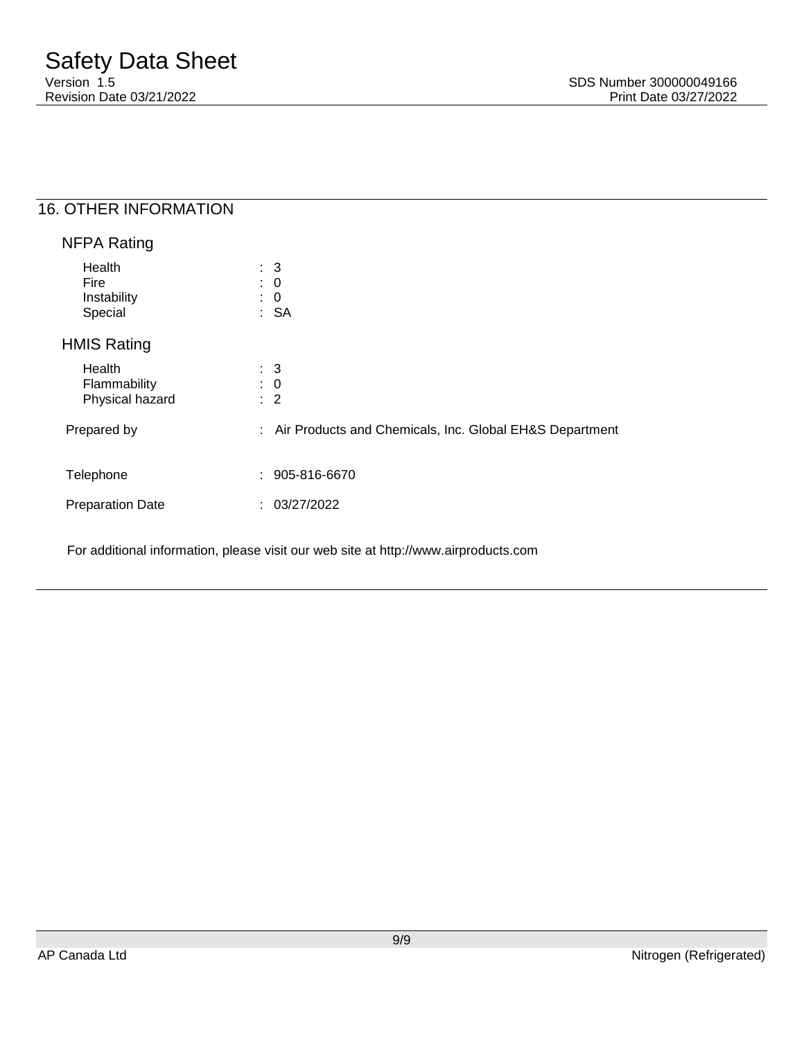## 16. OTHER INFORMATION

### NFPA Rating

| | |
|---|---|
| Health | : 3 |
| Fire | : 0 |
| Instability | : 0 |
| Special | : SA |

### HMIS Rating

| | |
|---|---|
| Health | : 3 |
| Flammability | : 0 |
| Physical hazard | : 2 |

| | |
|---|---|
| Prepared by | : Air Products and Chemicals, Inc. Global EH&S Department |
| Telephone | : 905-816-6670 |
| Preparation Date | : 03/27/2022 |

For additional information, please visit our web site at http://www.airproducts.com